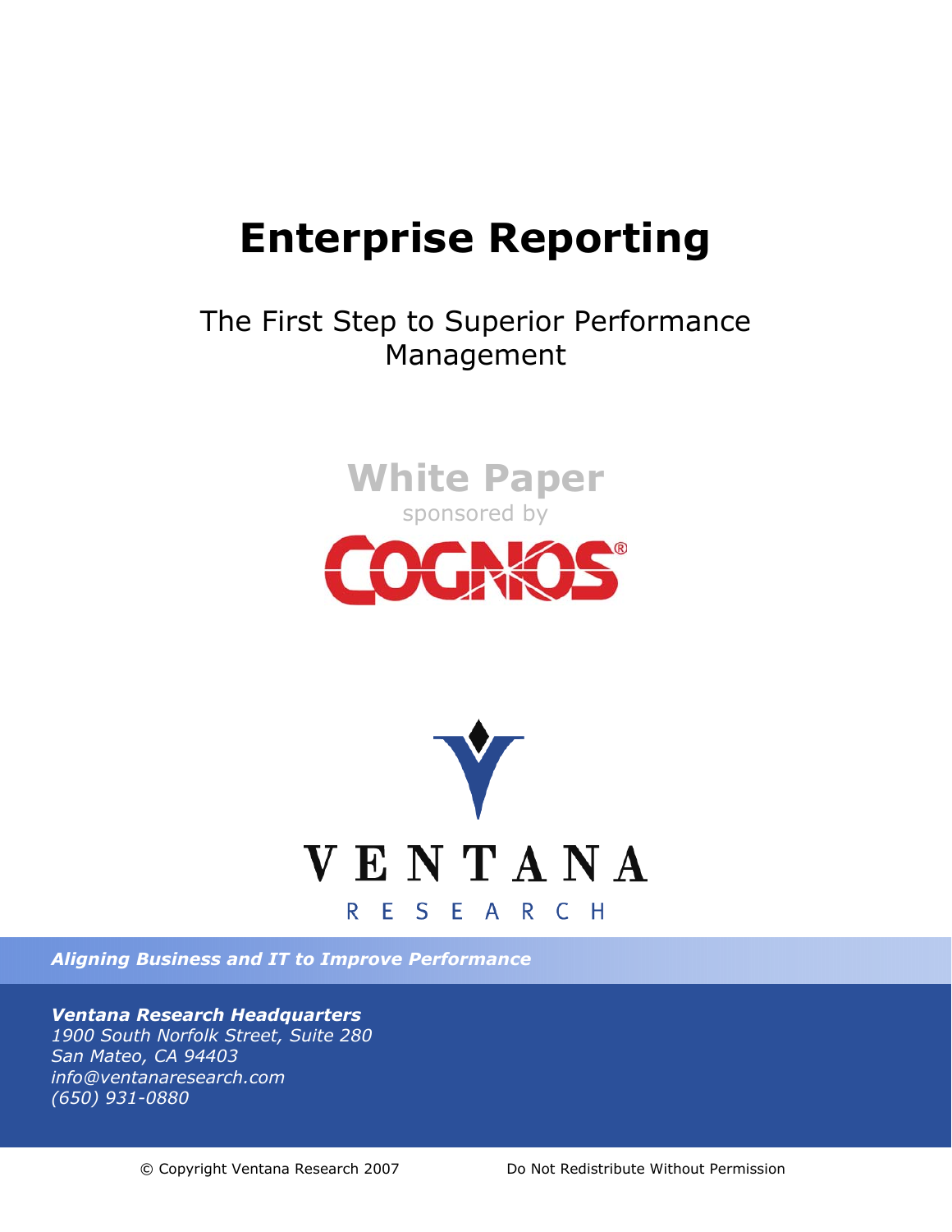# Enterprise Reporting

The First Step to Superior Performance Management

**White Paper**

sponsored by

COGNOS®

VENTANA

RESEARCH

***Aligning Business and IT to Improve Performance***

***Ventana Research Headquarters***
*1900 South Norfolk Street, Suite 280*
*San Mateo, CA 94403*
*info@ventanaresearch.com*
*(650) 931-0880*

© Copyright Ventana Research 2007 Do Not Redistribute Without Permission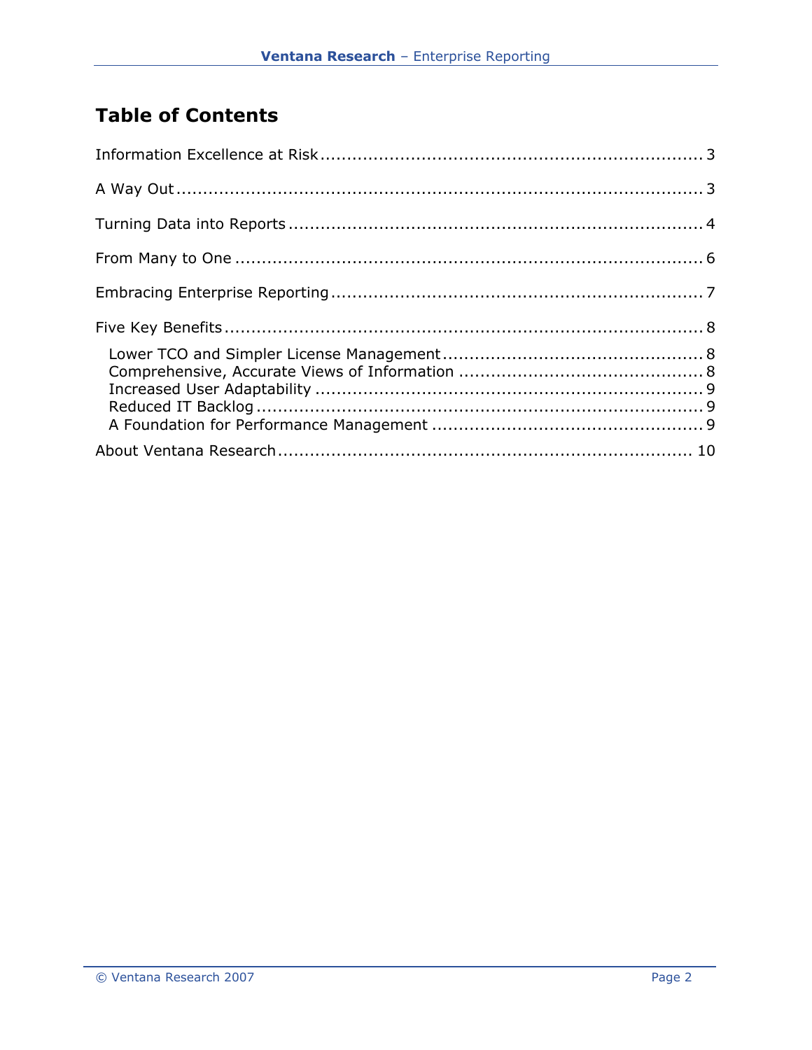# Table of Contents

Information Excellence at Risk ........................................................................ 3

A Way Out ................................................................................................... 3

Turning Data into Reports ............................................................................ 4

From Many to One ....................................................................................... 6

Embracing Enterprise Reporting ..................................................................... 7

Five Key Benefits .......................................................................................... 8

- Lower TCO and Simpler License Management ................................................ 8
- Comprehensive, Accurate Views of Information ............................................. 8
- Increased User Adaptability ......................................................................... 9
- Reduced IT Backlog .................................................................................... 9
- A Foundation for Performance Management .................................................. 9

About Ventana Research .............................................................................. 10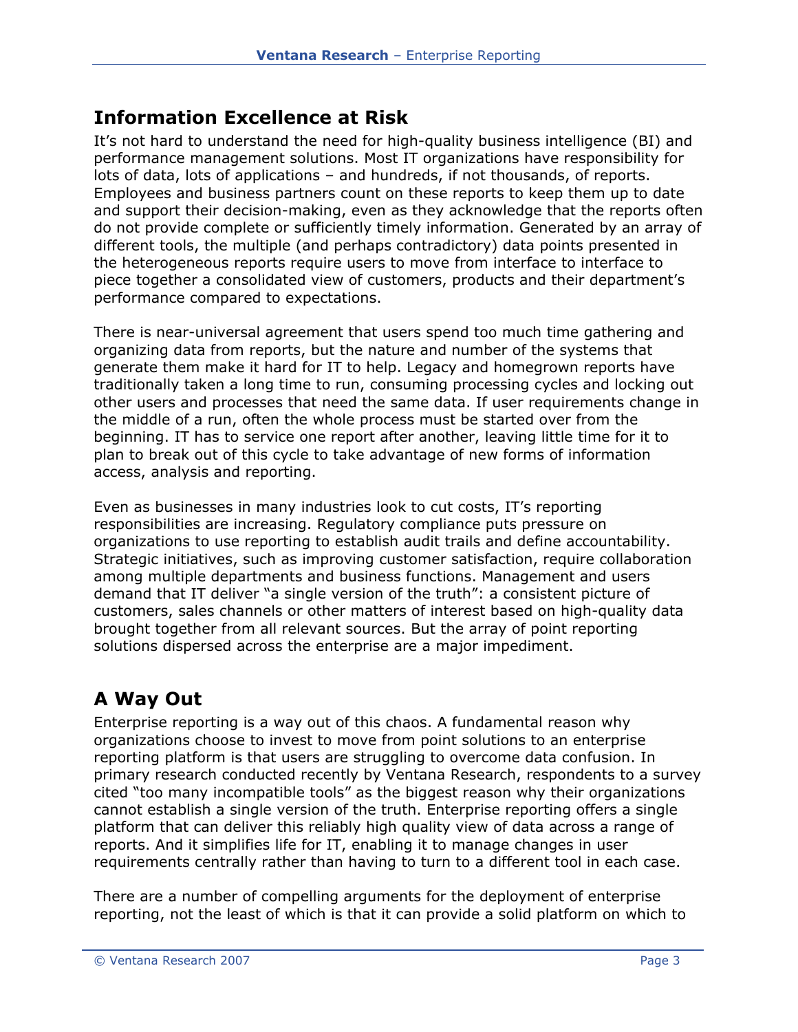## Information Excellence at Risk

It's not hard to understand the need for high-quality business intelligence (BI) and performance management solutions. Most IT organizations have responsibility for lots of data, lots of applications – and hundreds, if not thousands, of reports. Employees and business partners count on these reports to keep them up to date and support their decision-making, even as they acknowledge that the reports often do not provide complete or sufficiently timely information. Generated by an array of different tools, the multiple (and perhaps contradictory) data points presented in the heterogeneous reports require users to move from interface to interface to piece together a consolidated view of customers, products and their department's performance compared to expectations.

There is near-universal agreement that users spend too much time gathering and organizing data from reports, but the nature and number of the systems that generate them make it hard for IT to help. Legacy and homegrown reports have traditionally taken a long time to run, consuming processing cycles and locking out other users and processes that need the same data. If user requirements change in the middle of a run, often the whole process must be started over from the beginning. IT has to service one report after another, leaving little time for it to plan to break out of this cycle to take advantage of new forms of information access, analysis and reporting.

Even as businesses in many industries look to cut costs, IT's reporting responsibilities are increasing. Regulatory compliance puts pressure on organizations to use reporting to establish audit trails and define accountability. Strategic initiatives, such as improving customer satisfaction, require collaboration among multiple departments and business functions. Management and users demand that IT deliver "a single version of the truth": a consistent picture of customers, sales channels or other matters of interest based on high-quality data brought together from all relevant sources. But the array of point reporting solutions dispersed across the enterprise are a major impediment.

## A Way Out

Enterprise reporting is a way out of this chaos. A fundamental reason why organizations choose to invest to move from point solutions to an enterprise reporting platform is that users are struggling to overcome data confusion. In primary research conducted recently by Ventana Research, respondents to a survey cited "too many incompatible tools" as the biggest reason why their organizations cannot establish a single version of the truth. Enterprise reporting offers a single platform that can deliver this reliably high quality view of data across a range of reports. And it simplifies life for IT, enabling it to manage changes in user requirements centrally rather than having to turn to a different tool in each case.

There are a number of compelling arguments for the deployment of enterprise reporting, not the least of which is that it can provide a solid platform on which to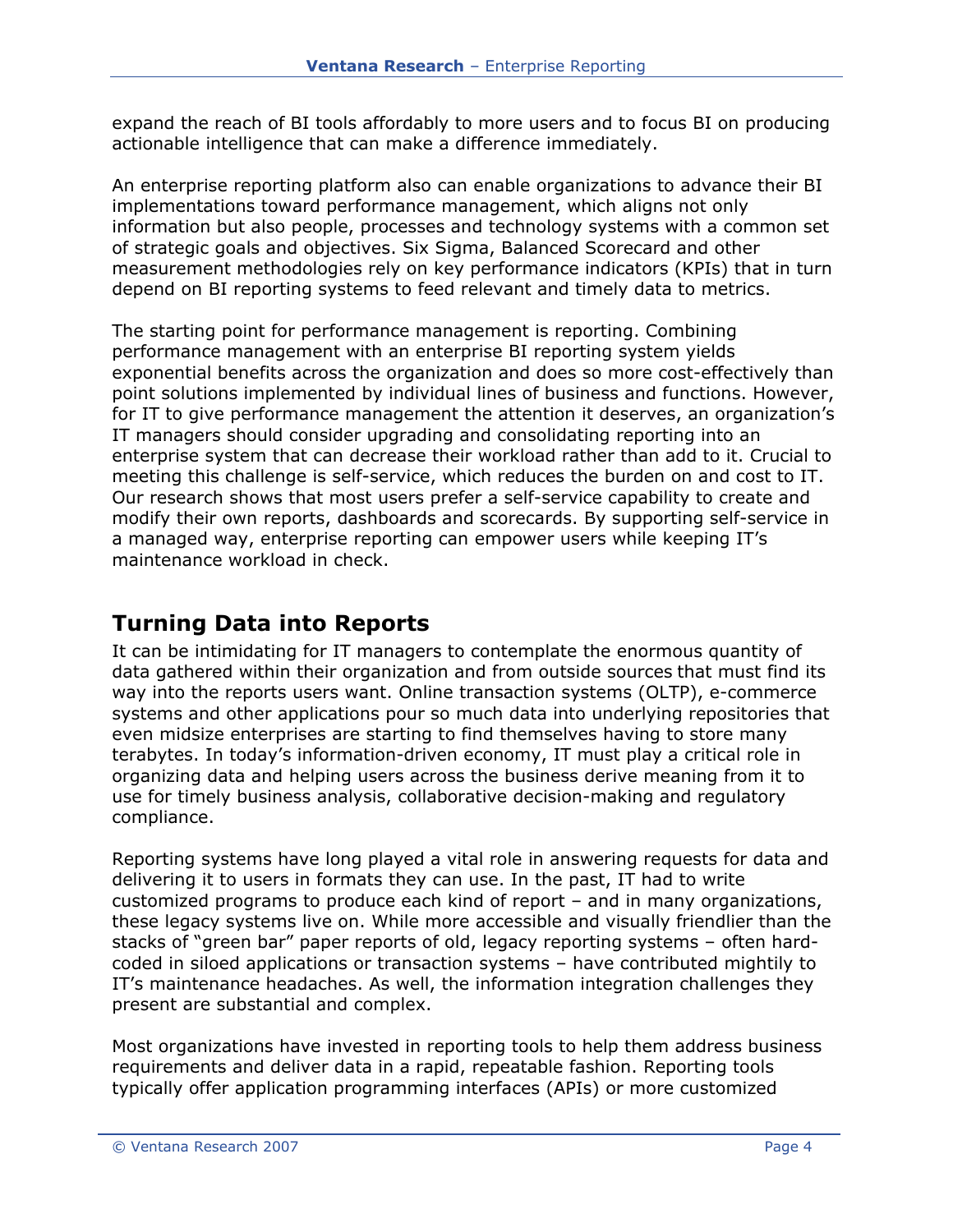expand the reach of BI tools affordably to more users and to focus BI on producing actionable intelligence that can make a difference immediately.

An enterprise reporting platform also can enable organizations to advance their BI implementations toward performance management, which aligns not only information but also people, processes and technology systems with a common set of strategic goals and objectives. Six Sigma, Balanced Scorecard and other measurement methodologies rely on key performance indicators (KPIs) that in turn depend on BI reporting systems to feed relevant and timely data to metrics.

The starting point for performance management is reporting. Combining performance management with an enterprise BI reporting system yields exponential benefits across the organization and does so more cost-effectively than point solutions implemented by individual lines of business and functions. However, for IT to give performance management the attention it deserves, an organization's IT managers should consider upgrading and consolidating reporting into an enterprise system that can decrease their workload rather than add to it. Crucial to meeting this challenge is self-service, which reduces the burden on and cost to IT. Our research shows that most users prefer a self-service capability to create and modify their own reports, dashboards and scorecards. By supporting self-service in a managed way, enterprise reporting can empower users while keeping IT's maintenance workload in check.

## Turning Data into Reports

It can be intimidating for IT managers to contemplate the enormous quantity of data gathered within their organization and from outside sources that must find its way into the reports users want. Online transaction systems (OLTP), e-commerce systems and other applications pour so much data into underlying repositories that even midsize enterprises are starting to find themselves having to store many terabytes. In today's information-driven economy, IT must play a critical role in organizing data and helping users across the business derive meaning from it to use for timely business analysis, collaborative decision-making and regulatory compliance.

Reporting systems have long played a vital role in answering requests for data and delivering it to users in formats they can use. In the past, IT had to write customized programs to produce each kind of report – and in many organizations, these legacy systems live on. While more accessible and visually friendlier than the stacks of "green bar" paper reports of old, legacy reporting systems – often hard-coded in siloed applications or transaction systems – have contributed mightily to IT's maintenance headaches. As well, the information integration challenges they present are substantial and complex.

Most organizations have invested in reporting tools to help them address business requirements and deliver data in a rapid, repeatable fashion. Reporting tools typically offer application programming interfaces (APIs) or more customized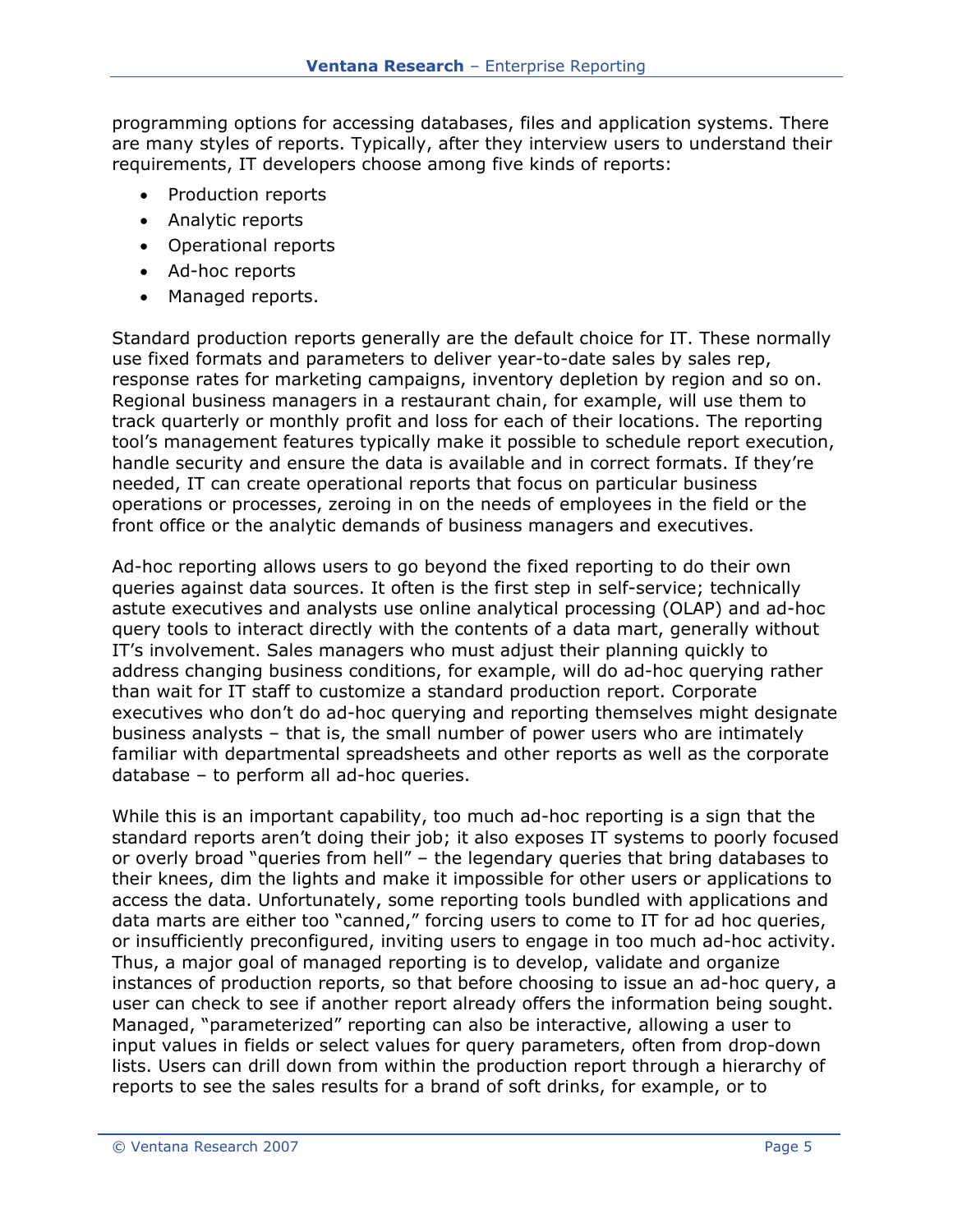programming options for accessing databases, files and application systems. There are many styles of reports. Typically, after they interview users to understand their requirements, IT developers choose among five kinds of reports:

- Production reports
- Analytic reports
- Operational reports
- Ad-hoc reports
- Managed reports.

Standard production reports generally are the default choice for IT. These normally use fixed formats and parameters to deliver year-to-date sales by sales rep, response rates for marketing campaigns, inventory depletion by region and so on. Regional business managers in a restaurant chain, for example, will use them to track quarterly or monthly profit and loss for each of their locations. The reporting tool's management features typically make it possible to schedule report execution, handle security and ensure the data is available and in correct formats. If they're needed, IT can create operational reports that focus on particular business operations or processes, zeroing in on the needs of employees in the field or the front office or the analytic demands of business managers and executives.

Ad-hoc reporting allows users to go beyond the fixed reporting to do their own queries against data sources. It often is the first step in self-service; technically astute executives and analysts use online analytical processing (OLAP) and ad-hoc query tools to interact directly with the contents of a data mart, generally without IT's involvement. Sales managers who must adjust their planning quickly to address changing business conditions, for example, will do ad-hoc querying rather than wait for IT staff to customize a standard production report. Corporate executives who don't do ad-hoc querying and reporting themselves might designate business analysts – that is, the small number of power users who are intimately familiar with departmental spreadsheets and other reports as well as the corporate database – to perform all ad-hoc queries.

While this is an important capability, too much ad-hoc reporting is a sign that the standard reports aren't doing their job; it also exposes IT systems to poorly focused or overly broad "queries from hell" – the legendary queries that bring databases to their knees, dim the lights and make it impossible for other users or applications to access the data. Unfortunately, some reporting tools bundled with applications and data marts are either too "canned," forcing users to come to IT for ad hoc queries, or insufficiently preconfigured, inviting users to engage in too much ad-hoc activity. Thus, a major goal of managed reporting is to develop, validate and organize instances of production reports, so that before choosing to issue an ad-hoc query, a user can check to see if another report already offers the information being sought. Managed, "parameterized" reporting can also be interactive, allowing a user to input values in fields or select values for query parameters, often from drop-down lists. Users can drill down from within the production report through a hierarchy of reports to see the sales results for a brand of soft drinks, for example, or to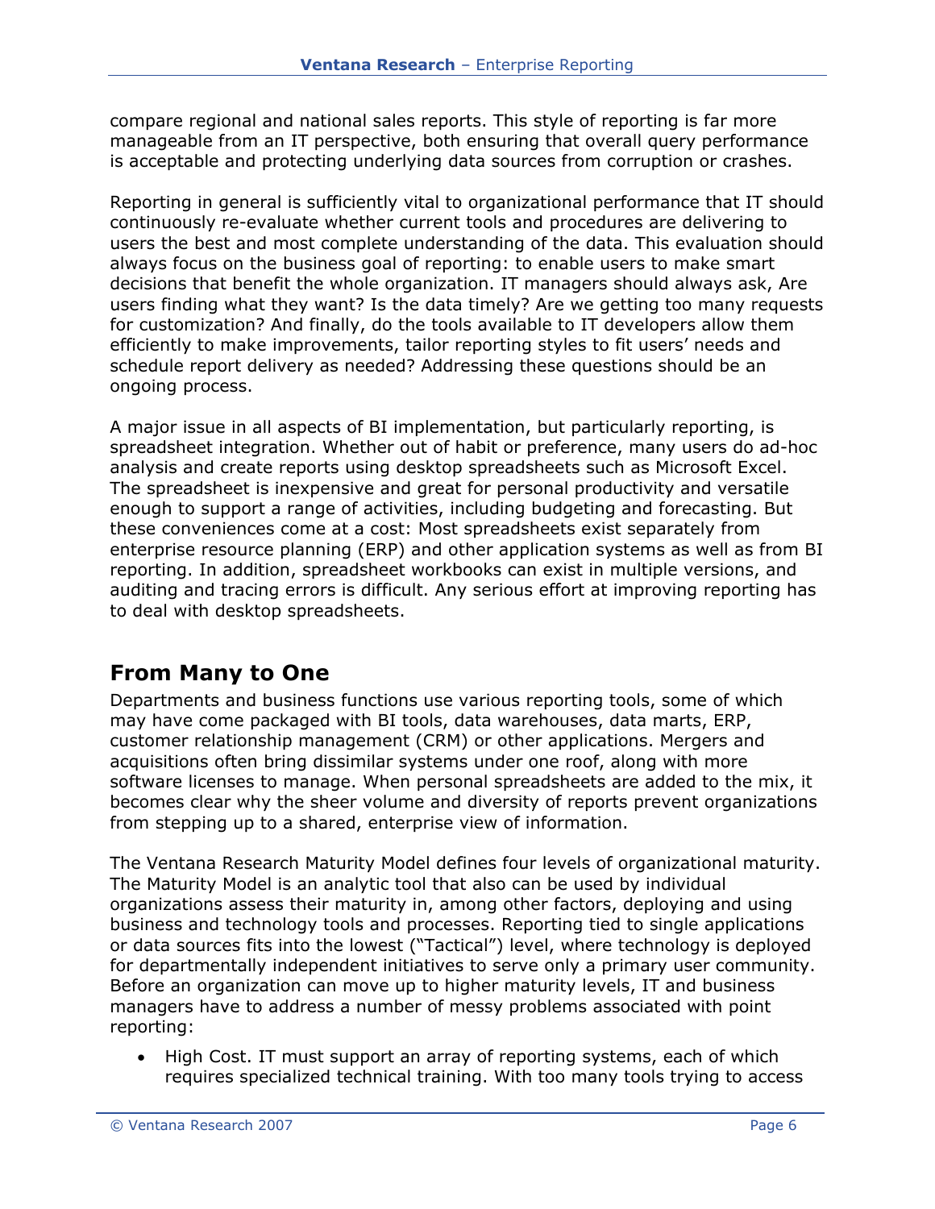compare regional and national sales reports. This style of reporting is far more manageable from an IT perspective, both ensuring that overall query performance is acceptable and protecting underlying data sources from corruption or crashes.

Reporting in general is sufficiently vital to organizational performance that IT should continuously re-evaluate whether current tools and procedures are delivering to users the best and most complete understanding of the data. This evaluation should always focus on the business goal of reporting: to enable users to make smart decisions that benefit the whole organization. IT managers should always ask, Are users finding what they want? Is the data timely? Are we getting too many requests for customization? And finally, do the tools available to IT developers allow them efficiently to make improvements, tailor reporting styles to fit users' needs and schedule report delivery as needed? Addressing these questions should be an ongoing process.

A major issue in all aspects of BI implementation, but particularly reporting, is spreadsheet integration. Whether out of habit or preference, many users do ad-hoc analysis and create reports using desktop spreadsheets such as Microsoft Excel. The spreadsheet is inexpensive and great for personal productivity and versatile enough to support a range of activities, including budgeting and forecasting. But these conveniences come at a cost: Most spreadsheets exist separately from enterprise resource planning (ERP) and other application systems as well as from BI reporting. In addition, spreadsheet workbooks can exist in multiple versions, and auditing and tracing errors is difficult. Any serious effort at improving reporting has to deal with desktop spreadsheets.

## From Many to One

Departments and business functions use various reporting tools, some of which may have come packaged with BI tools, data warehouses, data marts, ERP, customer relationship management (CRM) or other applications. Mergers and acquisitions often bring dissimilar systems under one roof, along with more software licenses to manage. When personal spreadsheets are added to the mix, it becomes clear why the sheer volume and diversity of reports prevent organizations from stepping up to a shared, enterprise view of information.

The Ventana Research Maturity Model defines four levels of organizational maturity. The Maturity Model is an analytic tool that also can be used by individual organizations assess their maturity in, among other factors, deploying and using business and technology tools and processes. Reporting tied to single applications or data sources fits into the lowest ("Tactical") level, where technology is deployed for departmentally independent initiatives to serve only a primary user community. Before an organization can move up to higher maturity levels, IT and business managers have to address a number of messy problems associated with point reporting:

- High Cost. IT must support an array of reporting systems, each of which requires specialized technical training. With too many tools trying to access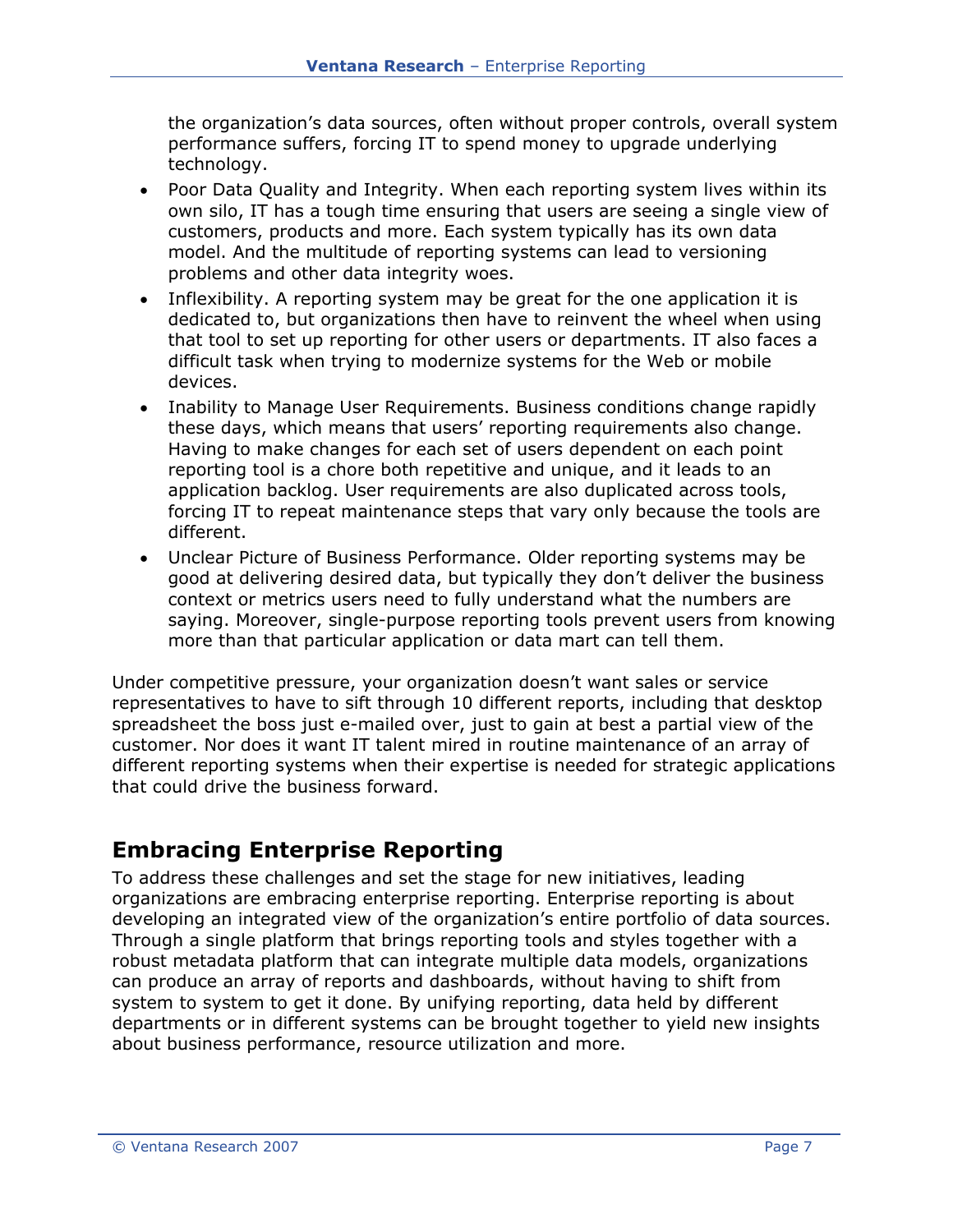the organization's data sources, often without proper controls, overall system performance suffers, forcing IT to spend money to upgrade underlying technology.

- Poor Data Quality and Integrity. When each reporting system lives within its own silo, IT has a tough time ensuring that users are seeing a single view of customers, products and more. Each system typically has its own data model. And the multitude of reporting systems can lead to versioning problems and other data integrity woes.
- Inflexibility. A reporting system may be great for the one application it is dedicated to, but organizations then have to reinvent the wheel when using that tool to set up reporting for other users or departments. IT also faces a difficult task when trying to modernize systems for the Web or mobile devices.
- Inability to Manage User Requirements. Business conditions change rapidly these days, which means that users' reporting requirements also change. Having to make changes for each set of users dependent on each point reporting tool is a chore both repetitive and unique, and it leads to an application backlog. User requirements are also duplicated across tools, forcing IT to repeat maintenance steps that vary only because the tools are different.
- Unclear Picture of Business Performance. Older reporting systems may be good at delivering desired data, but typically they don't deliver the business context or metrics users need to fully understand what the numbers are saying. Moreover, single-purpose reporting tools prevent users from knowing more than that particular application or data mart can tell them.

Under competitive pressure, your organization doesn't want sales or service representatives to have to sift through 10 different reports, including that desktop spreadsheet the boss just e-mailed over, just to gain at best a partial view of the customer. Nor does it want IT talent mired in routine maintenance of an array of different reporting systems when their expertise is needed for strategic applications that could drive the business forward.

## Embracing Enterprise Reporting

To address these challenges and set the stage for new initiatives, leading organizations are embracing enterprise reporting. Enterprise reporting is about developing an integrated view of the organization's entire portfolio of data sources. Through a single platform that brings reporting tools and styles together with a robust metadata platform that can integrate multiple data models, organizations can produce an array of reports and dashboards, without having to shift from system to system to get it done. By unifying reporting, data held by different departments or in different systems can be brought together to yield new insights about business performance, resource utilization and more.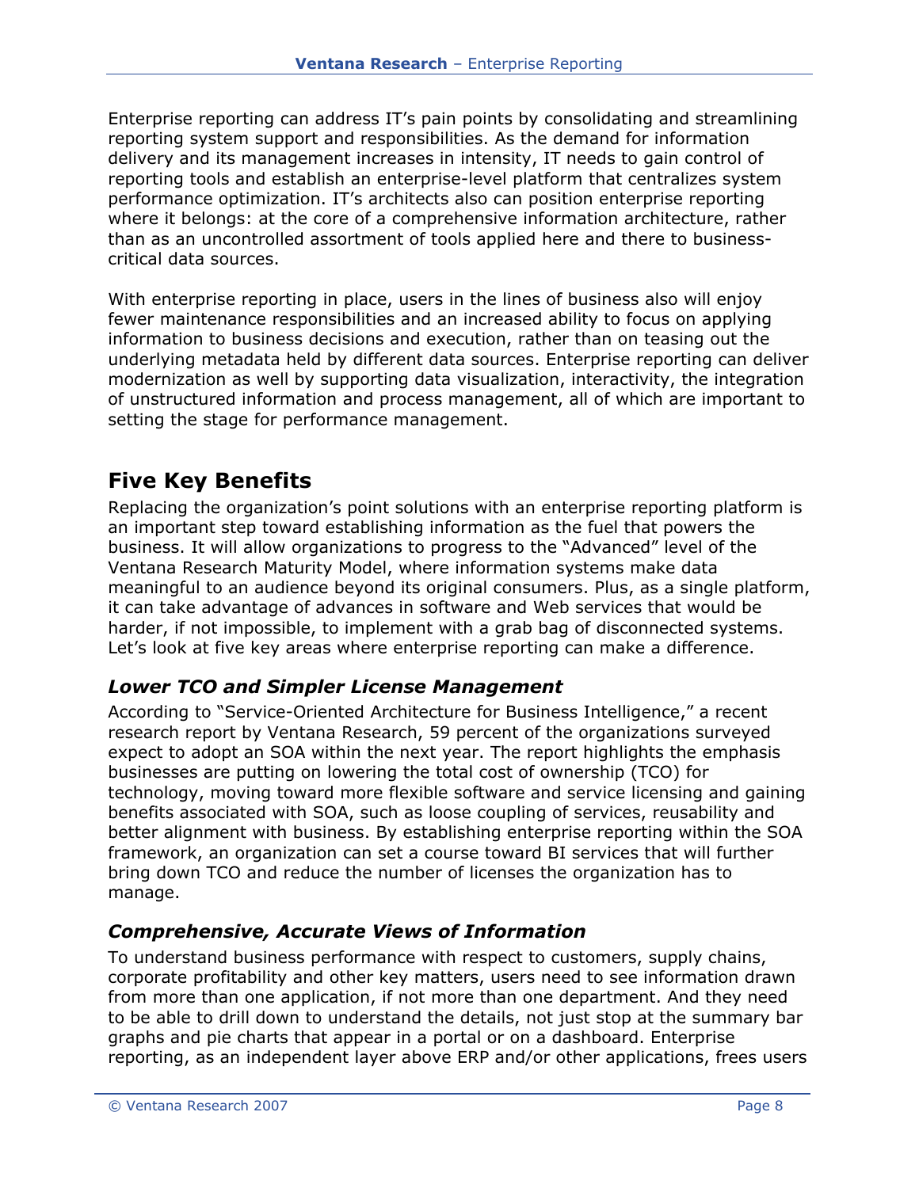Enterprise reporting can address IT's pain points by consolidating and streamlining reporting system support and responsibilities. As the demand for information delivery and its management increases in intensity, IT needs to gain control of reporting tools and establish an enterprise-level platform that centralizes system performance optimization. IT's architects also can position enterprise reporting where it belongs: at the core of a comprehensive information architecture, rather than as an uncontrolled assortment of tools applied here and there to business-critical data sources.

With enterprise reporting in place, users in the lines of business also will enjoy fewer maintenance responsibilities and an increased ability to focus on applying information to business decisions and execution, rather than on teasing out the underlying metadata held by different data sources. Enterprise reporting can deliver modernization as well by supporting data visualization, interactivity, the integration of unstructured information and process management, all of which are important to setting the stage for performance management.

## Five Key Benefits

Replacing the organization's point solutions with an enterprise reporting platform is an important step toward establishing information as the fuel that powers the business. It will allow organizations to progress to the "Advanced" level of the Ventana Research Maturity Model, where information systems make data meaningful to an audience beyond its original consumers. Plus, as a single platform, it can take advantage of advances in software and Web services that would be harder, if not impossible, to implement with a grab bag of disconnected systems. Let's look at five key areas where enterprise reporting can make a difference.

### *Lower TCO and Simpler License Management*

According to "Service-Oriented Architecture for Business Intelligence," a recent research report by Ventana Research, 59 percent of the organizations surveyed expect to adopt an SOA within the next year. The report highlights the emphasis businesses are putting on lowering the total cost of ownership (TCO) for technology, moving toward more flexible software and service licensing and gaining benefits associated with SOA, such as loose coupling of services, reusability and better alignment with business. By establishing enterprise reporting within the SOA framework, an organization can set a course toward BI services that will further bring down TCO and reduce the number of licenses the organization has to manage.

### *Comprehensive, Accurate Views of Information*

To understand business performance with respect to customers, supply chains, corporate profitability and other key matters, users need to see information drawn from more than one application, if not more than one department. And they need to be able to drill down to understand the details, not just stop at the summary bar graphs and pie charts that appear in a portal or on a dashboard. Enterprise reporting, as an independent layer above ERP and/or other applications, frees users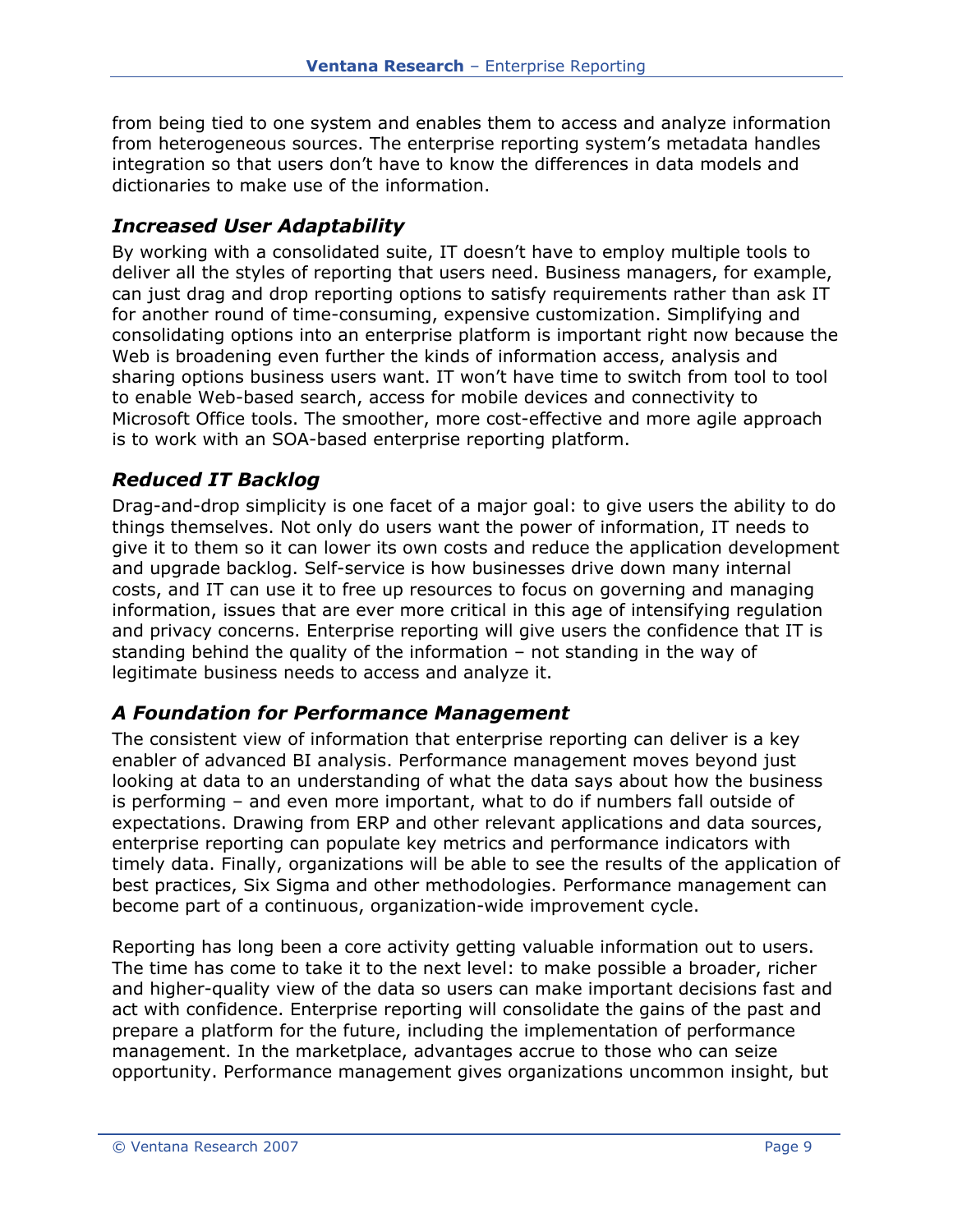from being tied to one system and enables them to access and analyze information from heterogeneous sources. The enterprise reporting system's metadata handles integration so that users don't have to know the differences in data models and dictionaries to make use of the information.

### *Increased User Adaptability*

By working with a consolidated suite, IT doesn't have to employ multiple tools to deliver all the styles of reporting that users need. Business managers, for example, can just drag and drop reporting options to satisfy requirements rather than ask IT for another round of time-consuming, expensive customization. Simplifying and consolidating options into an enterprise platform is important right now because the Web is broadening even further the kinds of information access, analysis and sharing options business users want. IT won't have time to switch from tool to tool to enable Web-based search, access for mobile devices and connectivity to Microsoft Office tools. The smoother, more cost-effective and more agile approach is to work with an SOA-based enterprise reporting platform.

### *Reduced IT Backlog*

Drag-and-drop simplicity is one facet of a major goal: to give users the ability to do things themselves. Not only do users want the power of information, IT needs to give it to them so it can lower its own costs and reduce the application development and upgrade backlog. Self-service is how businesses drive down many internal costs, and IT can use it to free up resources to focus on governing and managing information, issues that are ever more critical in this age of intensifying regulation and privacy concerns. Enterprise reporting will give users the confidence that IT is standing behind the quality of the information – not standing in the way of legitimate business needs to access and analyze it.

### *A Foundation for Performance Management*

The consistent view of information that enterprise reporting can deliver is a key enabler of advanced BI analysis. Performance management moves beyond just looking at data to an understanding of what the data says about how the business is performing – and even more important, what to do if numbers fall outside of expectations. Drawing from ERP and other relevant applications and data sources, enterprise reporting can populate key metrics and performance indicators with timely data. Finally, organizations will be able to see the results of the application of best practices, Six Sigma and other methodologies. Performance management can become part of a continuous, organization-wide improvement cycle.

Reporting has long been a core activity getting valuable information out to users. The time has come to take it to the next level: to make possible a broader, richer and higher-quality view of the data so users can make important decisions fast and act with confidence. Enterprise reporting will consolidate the gains of the past and prepare a platform for the future, including the implementation of performance management. In the marketplace, advantages accrue to those who can seize opportunity. Performance management gives organizations uncommon insight, but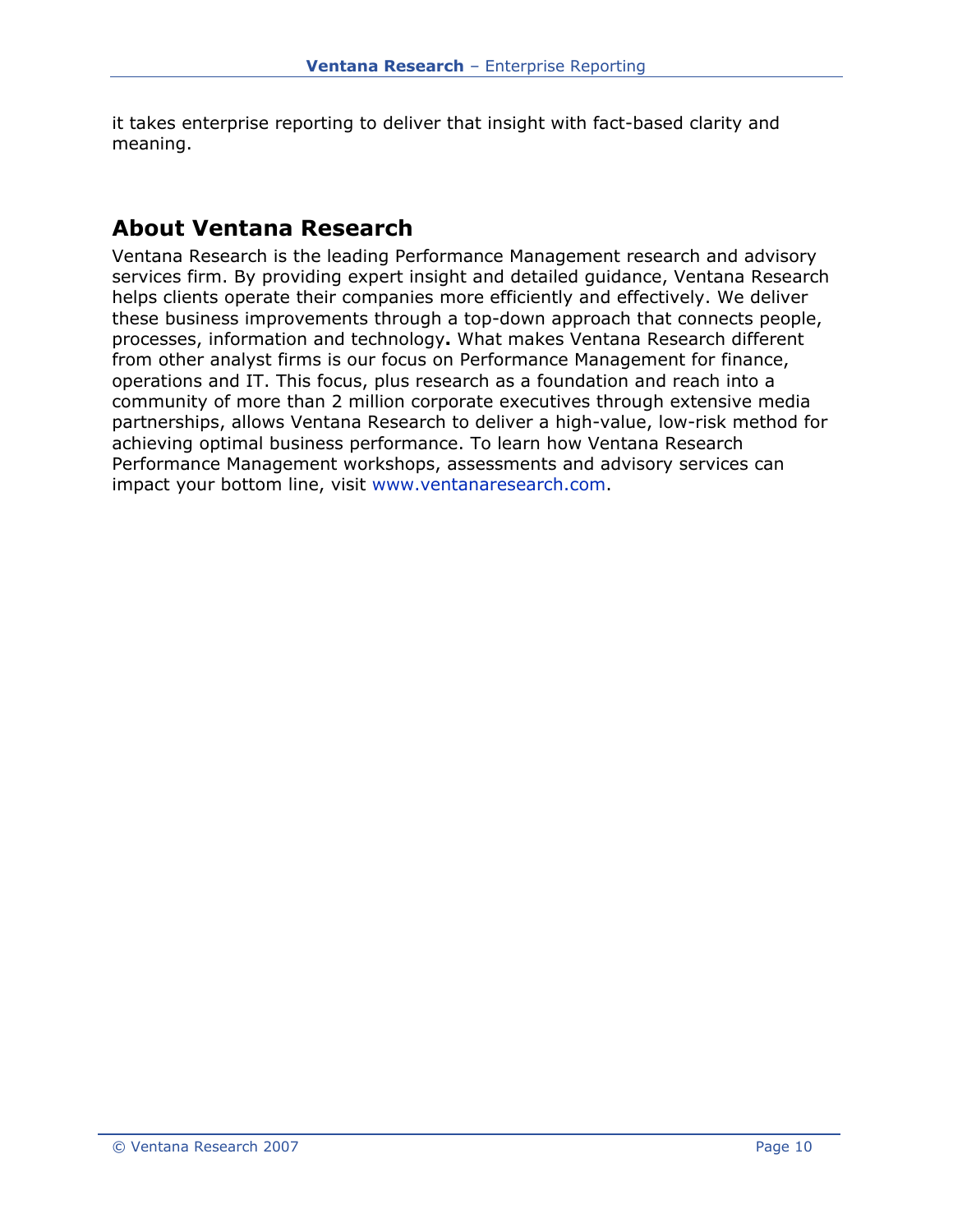it takes enterprise reporting to deliver that insight with fact-based clarity and meaning.

## About Ventana Research

Ventana Research is the leading Performance Management research and advisory services firm. By providing expert insight and detailed guidance, Ventana Research helps clients operate their companies more efficiently and effectively. We deliver these business improvements through a top-down approach that connects people, processes, information and technology**.** What makes Ventana Research different from other analyst firms is our focus on Performance Management for finance, operations and IT. This focus, plus research as a foundation and reach into a community of more than 2 million corporate executives through extensive media partnerships, allows Ventana Research to deliver a high-value, low-risk method for achieving optimal business performance. To learn how Ventana Research Performance Management workshops, assessments and advisory services can impact your bottom line, visit www.ventanaresearch.com.